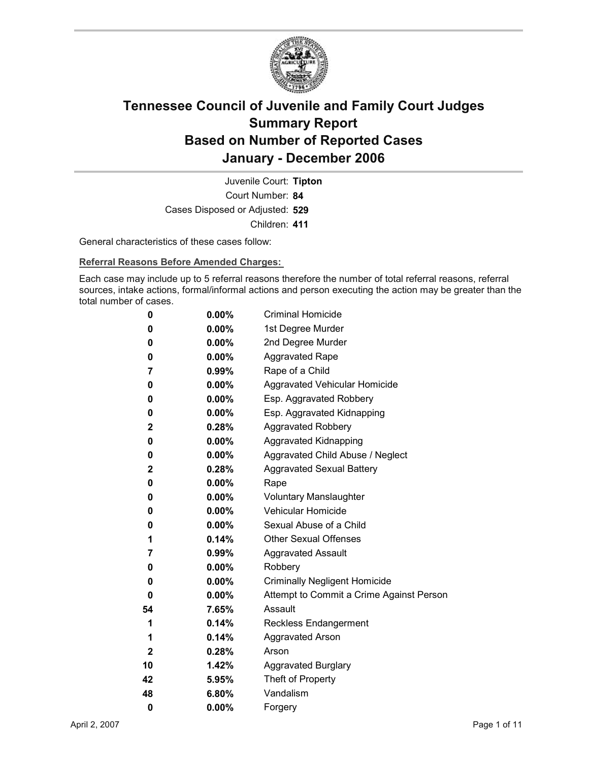# Tennessee Council of Juvenile and Family Court Judges
# Summary Report
# Based on Number of Reported Cases
# January - December 2006

Juvenile Court: **Tipton**
Court Number: **84**
Cases Disposed or Adjusted: **529**
Children: **411**

General characteristics of these cases follow:

**Referral Reasons Before Amended Charges:**

Each case may include up to 5 referral reasons therefore the number of total referral reasons, referral sources, intake actions, formal/informal actions and person executing the action may be greater than the total number of cases.

| Count | Percent | Referral Reason |
|---|---|---|
| 0 | 0.00% | Criminal Homicide |
| 0 | 0.00% | 1st Degree Murder |
| 0 | 0.00% | 2nd Degree Murder |
| 0 | 0.00% | Aggravated Rape |
| 7 | 0.99% | Rape of a Child |
| 0 | 0.00% | Aggravated Vehicular Homicide |
| 0 | 0.00% | Esp. Aggravated Robbery |
| 0 | 0.00% | Esp. Aggravated Kidnapping |
| 2 | 0.28% | Aggravated Robbery |
| 0 | 0.00% | Aggravated Kidnapping |
| 0 | 0.00% | Aggravated Child Abuse / Neglect |
| 2 | 0.28% | Aggravated Sexual Battery |
| 0 | 0.00% | Rape |
| 0 | 0.00% | Voluntary Manslaughter |
| 0 | 0.00% | Vehicular Homicide |
| 0 | 0.00% | Sexual Abuse of a Child |
| 1 | 0.14% | Other Sexual Offenses |
| 7 | 0.99% | Aggravated Assault |
| 0 | 0.00% | Robbery |
| 0 | 0.00% | Criminally Negligent Homicide |
| 0 | 0.00% | Attempt to Commit a Crime Against Person |
| 54 | 7.65% | Assault |
| 1 | 0.14% | Reckless Endangerment |
| 1 | 0.14% | Aggravated Arson |
| 2 | 0.28% | Arson |
| 10 | 1.42% | Aggravated Burglary |
| 42 | 5.95% | Theft of Property |
| 48 | 6.80% | Vandalism |
| 0 | 0.00% | Forgery |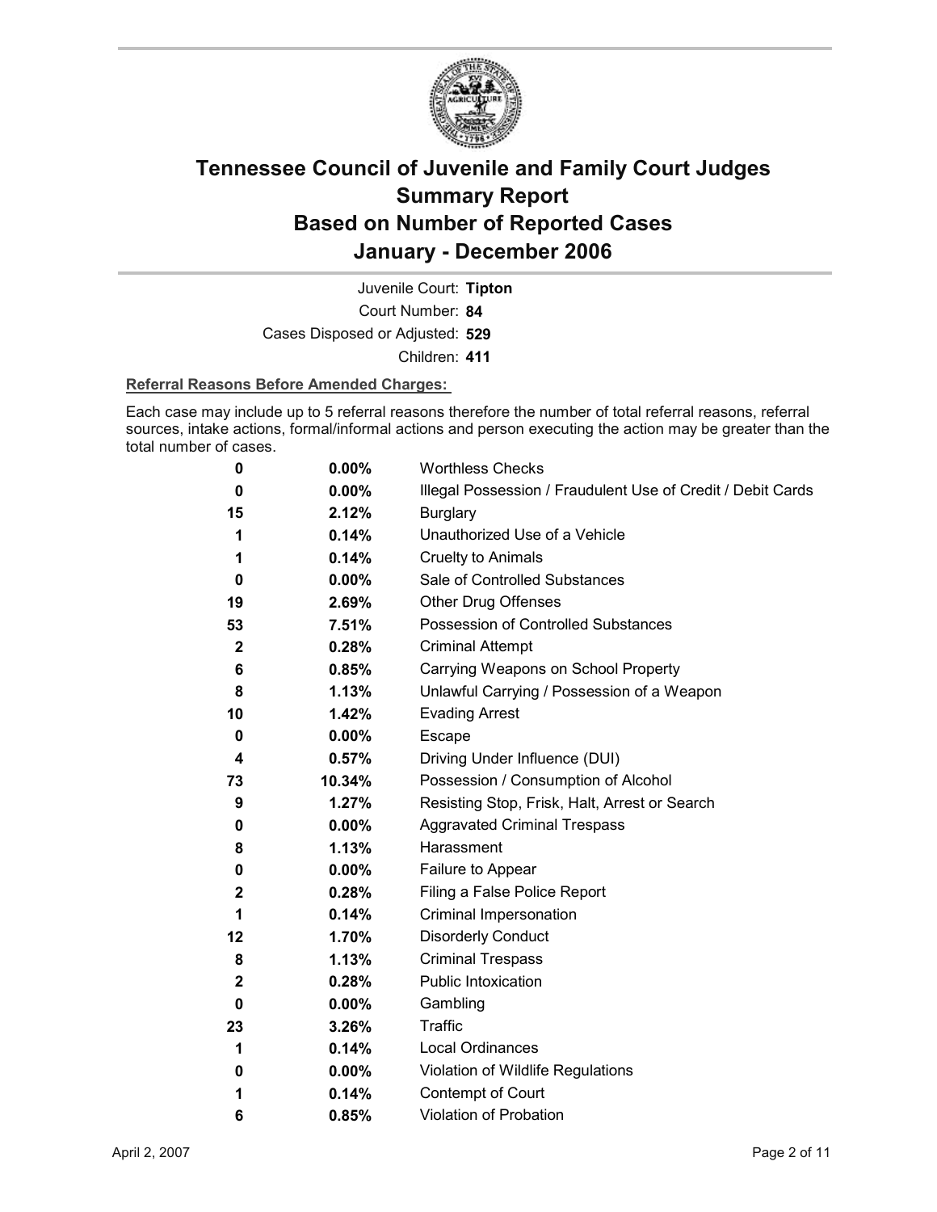# Tennessee Council of Juvenile and Family Court Judges
## Summary Report
## Based on Number of Reported Cases
## January - December 2006

Juvenile Court: **Tipton**
Court Number: **84**
Cases Disposed or Adjusted: **529**
Children: **411**

**Referral Reasons Before Amended Charges:**

Each case may include up to 5 referral reasons therefore the number of total referral reasons, referral sources, intake actions, formal/informal actions and person executing the action may be greater than the total number of cases.

| Count | Percent | Referral Reason |
|---|---|---|
| 0 | 0.00% | Worthless Checks |
| 0 | 0.00% | Illegal Possession / Fraudulent Use of Credit / Debit Cards |
| 15 | 2.12% | Burglary |
| 1 | 0.14% | Unauthorized Use of a Vehicle |
| 1 | 0.14% | Cruelty to Animals |
| 0 | 0.00% | Sale of Controlled Substances |
| 19 | 2.69% | Other Drug Offenses |
| 53 | 7.51% | Possession of Controlled Substances |
| 2 | 0.28% | Criminal Attempt |
| 6 | 0.85% | Carrying Weapons on School Property |
| 8 | 1.13% | Unlawful Carrying / Possession of a Weapon |
| 10 | 1.42% | Evading Arrest |
| 0 | 0.00% | Escape |
| 4 | 0.57% | Driving Under Influence (DUI) |
| 73 | 10.34% | Possession / Consumption of Alcohol |
| 9 | 1.27% | Resisting Stop, Frisk, Halt, Arrest or Search |
| 0 | 0.00% | Aggravated Criminal Trespass |
| 8 | 1.13% | Harassment |
| 0 | 0.00% | Failure to Appear |
| 2 | 0.28% | Filing a False Police Report |
| 1 | 0.14% | Criminal Impersonation |
| 12 | 1.70% | Disorderly Conduct |
| 8 | 1.13% | Criminal Trespass |
| 2 | 0.28% | Public Intoxication |
| 0 | 0.00% | Gambling |
| 23 | 3.26% | Traffic |
| 1 | 0.14% | Local Ordinances |
| 0 | 0.00% | Violation of Wildlife Regulations |
| 1 | 0.14% | Contempt of Court |
| 6 | 0.85% | Violation of Probation |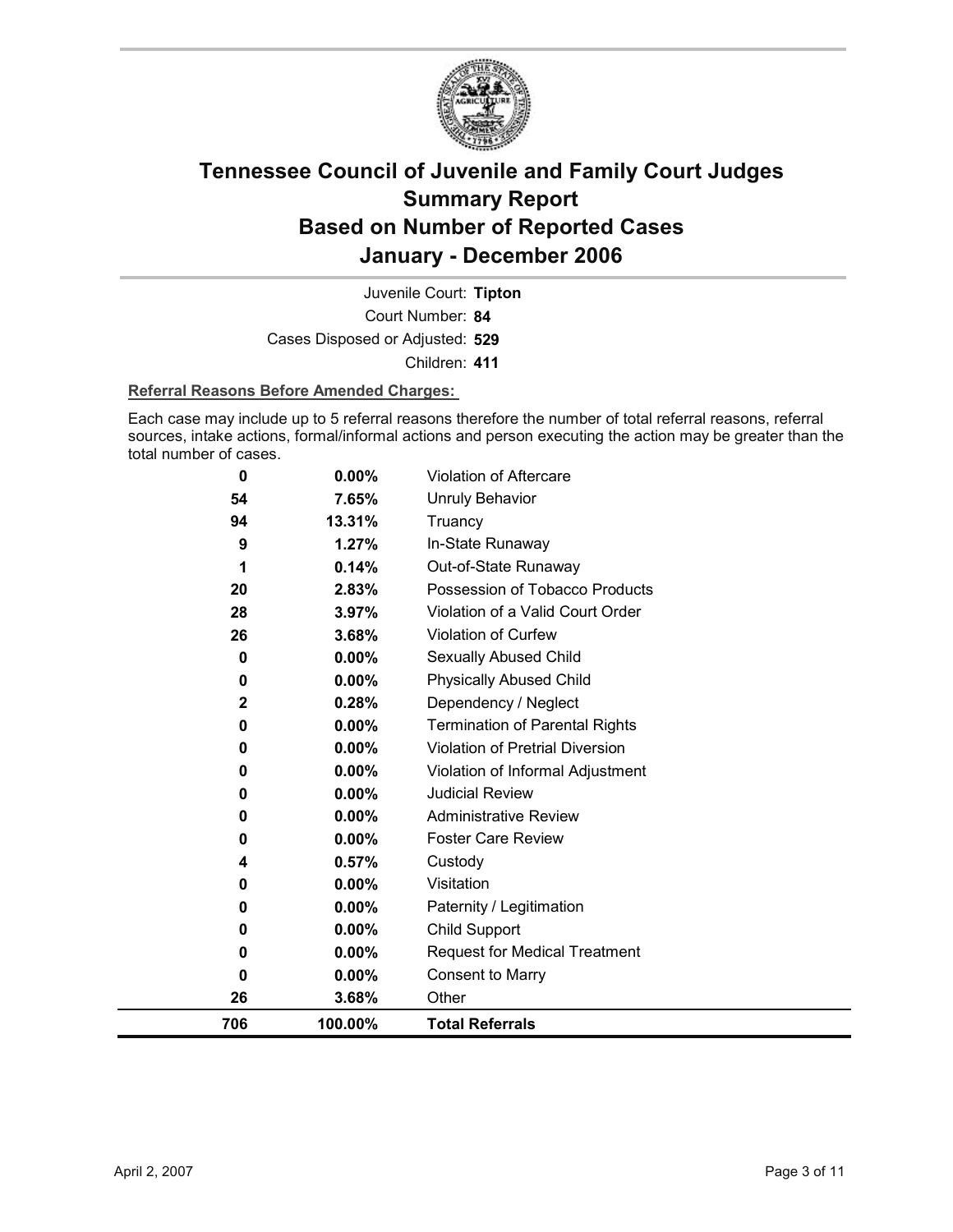# Tennessee Council of Juvenile and Family Court Judges
## Summary Report
## Based on Number of Reported Cases
## January - December 2006

Juvenile Court: **Tipton**

Court Number: **84**

Cases Disposed or Adjusted: **529**

Children: **411**

**Referral Reasons Before Amended Charges:**

Each case may include up to 5 referral reasons therefore the number of total referral reasons, referral sources, intake actions, formal/informal actions and person executing the action may be greater than the total number of cases.

| Count | Percent | Referral Reason |
|---|---|---|
| 0 | 0.00% | Violation of Aftercare |
| 54 | 7.65% | Unruly Behavior |
| 94 | 13.31% | Truancy |
| 9 | 1.27% | In-State Runaway |
| 1 | 0.14% | Out-of-State Runaway |
| 20 | 2.83% | Possession of Tobacco Products |
| 28 | 3.97% | Violation of a Valid Court Order |
| 26 | 3.68% | Violation of Curfew |
| 0 | 0.00% | Sexually Abused Child |
| 0 | 0.00% | Physically Abused Child |
| 2 | 0.28% | Dependency / Neglect |
| 0 | 0.00% | Termination of Parental Rights |
| 0 | 0.00% | Violation of Pretrial Diversion |
| 0 | 0.00% | Violation of Informal Adjustment |
| 0 | 0.00% | Judicial Review |
| 0 | 0.00% | Administrative Review |
| 0 | 0.00% | Foster Care Review |
| 4 | 0.57% | Custody |
| 0 | 0.00% | Visitation |
| 0 | 0.00% | Paternity / Legitimation |
| 0 | 0.00% | Child Support |
| 0 | 0.00% | Request for Medical Treatment |
| 0 | 0.00% | Consent to Marry |
| 26 | 3.68% | Other |
| **706** | **100.00%** | **Total Referrals** |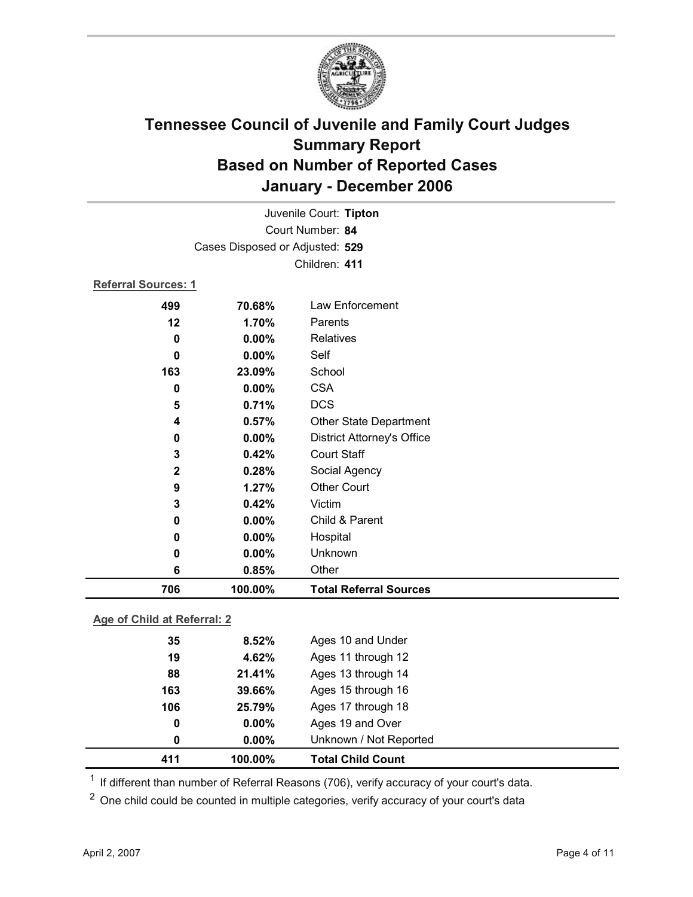# Tennessee Council of Juvenile and Family Court Judges
# Summary Report
# Based on Number of Reported Cases
# January - December 2006

Juvenile Court: **Tipton**
Court Number: **84**
Cases Disposed or Adjusted: **529**
Children: **411**

**Referral Sources: 1**

| Count | Percent | Source |
|---|---|---|
| 499 | 70.68% | Law Enforcement |
| 12 | 1.70% | Parents |
| 0 | 0.00% | Relatives |
| 0 | 0.00% | Self |
| 163 | 23.09% | School |
| 0 | 0.00% | CSA |
| 5 | 0.71% | DCS |
| 4 | 0.57% | Other State Department |
| 0 | 0.00% | District Attorney's Office |
| 3 | 0.42% | Court Staff |
| 2 | 0.28% | Social Agency |
| 9 | 1.27% | Other Court |
| 3 | 0.42% | Victim |
| 0 | 0.00% | Child & Parent |
| 0 | 0.00% | Hospital |
| 0 | 0.00% | Unknown |
| 6 | 0.85% | Other |
| **706** | **100.00%** | **Total Referral Sources** |

**Age of Child at Referral: 2**

| Count | Percent | Age |
|---|---|---|
| 35 | 8.52% | Ages 10 and Under |
| 19 | 4.62% | Ages 11 through 12 |
| 88 | 21.41% | Ages 13 through 14 |
| 163 | 39.66% | Ages 15 through 16 |
| 106 | 25.79% | Ages 17 through 18 |
| 0 | 0.00% | Ages 19 and Over |
| 0 | 0.00% | Unknown / Not Reported |
| **411** | **100.00%** | **Total Child Count** |

[1] If different than number of Referral Reasons (706), verify accuracy of your court's data.

[2] One child could be counted in multiple categories, verify accuracy of your court's data

April 2, 2007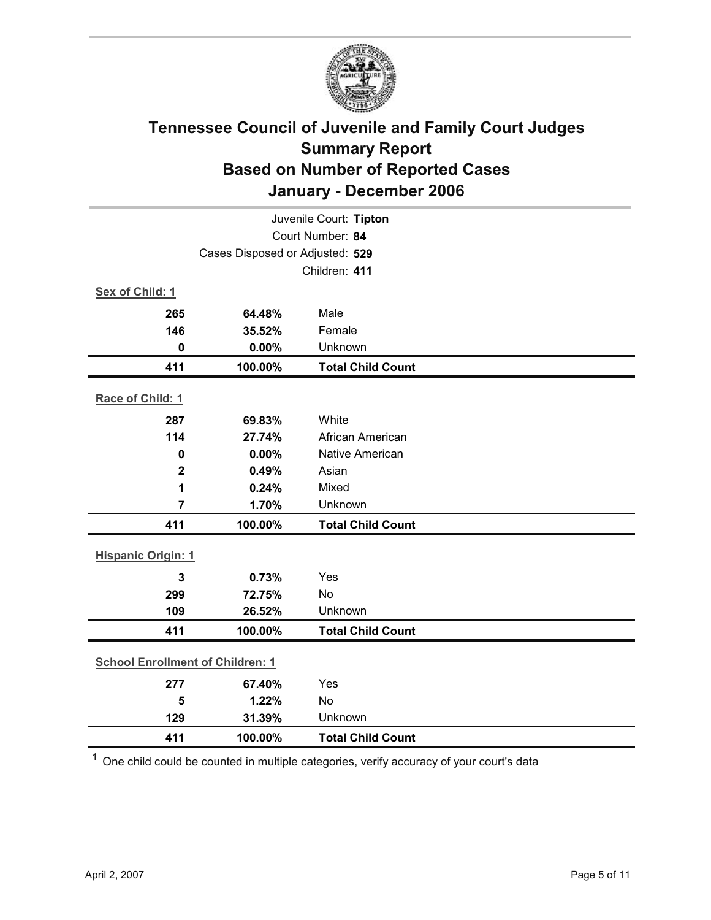# Tennessee Council of Juvenile and Family Court Judges
## Summary Report
## Based on Number of Reported Cases
## January - December 2006

Juvenile Court: **Tipton**
Court Number: **84**
Cases Disposed or Adjusted: **529**
Children: **411**

**Sex of Child: 1**

| Count | Percent | Category |
|---|---|---|
| 265 | 64.48% | Male |
| 146 | 35.52% | Female |
| 0 | 0.00% | Unknown |
| **411** | **100.00%** | **Total Child Count** |

**Race of Child: 1**

| Count | Percent | Category |
|---|---|---|
| 287 | 69.83% | White |
| 114 | 27.74% | African American |
| 0 | 0.00% | Native American |
| 2 | 0.49% | Asian |
| 1 | 0.24% | Mixed |
| 7 | 1.70% | Unknown |
| **411** | **100.00%** | **Total Child Count** |

**Hispanic Origin: 1**

| Count | Percent | Category |
|---|---|---|
| 3 | 0.73% | Yes |
| 299 | 72.75% | No |
| 109 | 26.52% | Unknown |
| **411** | **100.00%** | **Total Child Count** |

**School Enrollment of Children: 1**

| Count | Percent | Category |
|---|---|---|
| 277 | 67.40% | Yes |
| 5 | 1.22% | No |
| 129 | 31.39% | Unknown |
| **411** | **100.00%** | **Total Child Count** |

[1] One child could be counted in multiple categories, verify accuracy of your court's data

April 2, 2007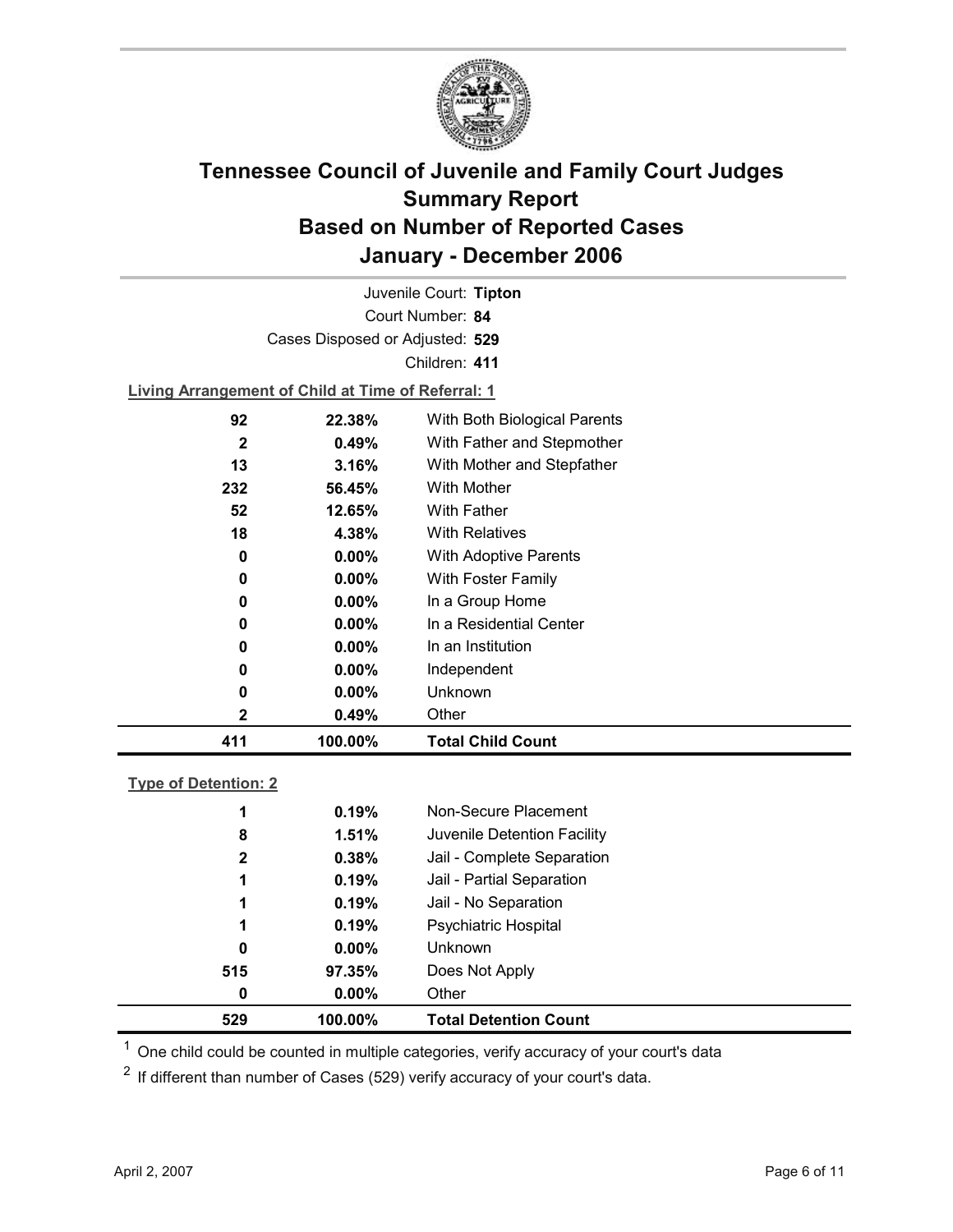# Tennessee Council of Juvenile and Family Court Judges
## Summary Report
## Based on Number of Reported Cases
## January - December 2006

Juvenile Court: **Tipton**

Court Number: **84**

Cases Disposed or Adjusted: **529**

Children: **411**

**Living Arrangement of Child at Time of Referral: 1**

| | | |
|---|---|---|
| 92 | 22.38% | With Both Biological Parents |
| 2 | 0.49% | With Father and Stepmother |
| 13 | 3.16% | With Mother and Stepfather |
| 232 | 56.45% | With Mother |
| 52 | 12.65% | With Father |
| 18 | 4.38% | With Relatives |
| 0 | 0.00% | With Adoptive Parents |
| 0 | 0.00% | With Foster Family |
| 0 | 0.00% | In a Group Home |
| 0 | 0.00% | In a Residential Center |
| 0 | 0.00% | In an Institution |
| 0 | 0.00% | Independent |
| 0 | 0.00% | Unknown |
| 2 | 0.49% | Other |
| **411** | **100.00%** | **Total Child Count** |

**Type of Detention: 2**

| | | |
|---|---|---|
| 1 | 0.19% | Non-Secure Placement |
| 8 | 1.51% | Juvenile Detention Facility |
| 2 | 0.38% | Jail - Complete Separation |
| 1 | 0.19% | Jail - Partial Separation |
| 1 | 0.19% | Jail - No Separation |
| 1 | 0.19% | Psychiatric Hospital |
| 0 | 0.00% | Unknown |
| 515 | 97.35% | Does Not Apply |
| 0 | 0.00% | Other |
| **529** | **100.00%** | **Total Detention Count** |

[1] One child could be counted in multiple categories, verify accuracy of your court's data

[2] If different than number of Cases (529) verify accuracy of your court's data.

April 2, 2007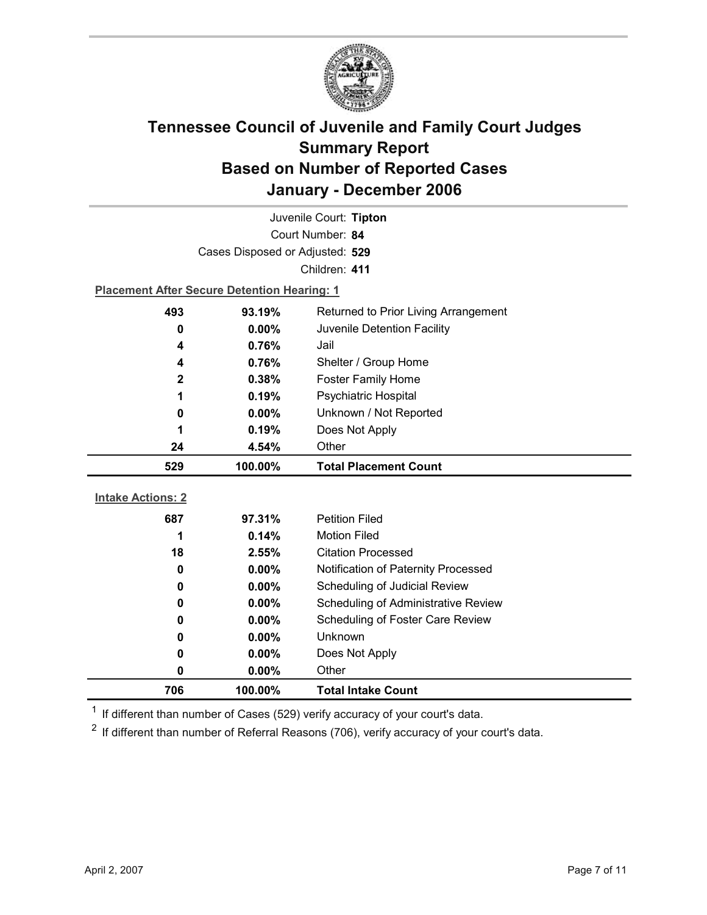# Tennessee Council of Juvenile and Family Court Judges
# Summary Report
# Based on Number of Reported Cases
# January - December 2006

Juvenile Court: **Tipton**
Court Number: **84**
Cases Disposed or Adjusted: **529**
Children: **411**

**Placement After Secure Detention Hearing: 1**

| | | |
|---|---|---|
| 493 | 93.19% | Returned to Prior Living Arrangement |
| 0 | 0.00% | Juvenile Detention Facility |
| 4 | 0.76% | Jail |
| 4 | 0.76% | Shelter / Group Home |
| 2 | 0.38% | Foster Family Home |
| 1 | 0.19% | Psychiatric Hospital |
| 0 | 0.00% | Unknown / Not Reported |
| 1 | 0.19% | Does Not Apply |
| 24 | 4.54% | Other |
| **529** | **100.00%** | **Total Placement Count** |

**Intake Actions: 2**

| | | |
|---|---|---|
| 687 | 97.31% | Petition Filed |
| 1 | 0.14% | Motion Filed |
| 18 | 2.55% | Citation Processed |
| 0 | 0.00% | Notification of Paternity Processed |
| 0 | 0.00% | Scheduling of Judicial Review |
| 0 | 0.00% | Scheduling of Administrative Review |
| 0 | 0.00% | Scheduling of Foster Care Review |
| 0 | 0.00% | Unknown |
| 0 | 0.00% | Does Not Apply |
| 0 | 0.00% | Other |
| **706** | **100.00%** | **Total Intake Count** |

[1] If different than number of Cases (529) verify accuracy of your court's data.

[2] If different than number of Referral Reasons (706), verify accuracy of your court's data.

April 2, 2007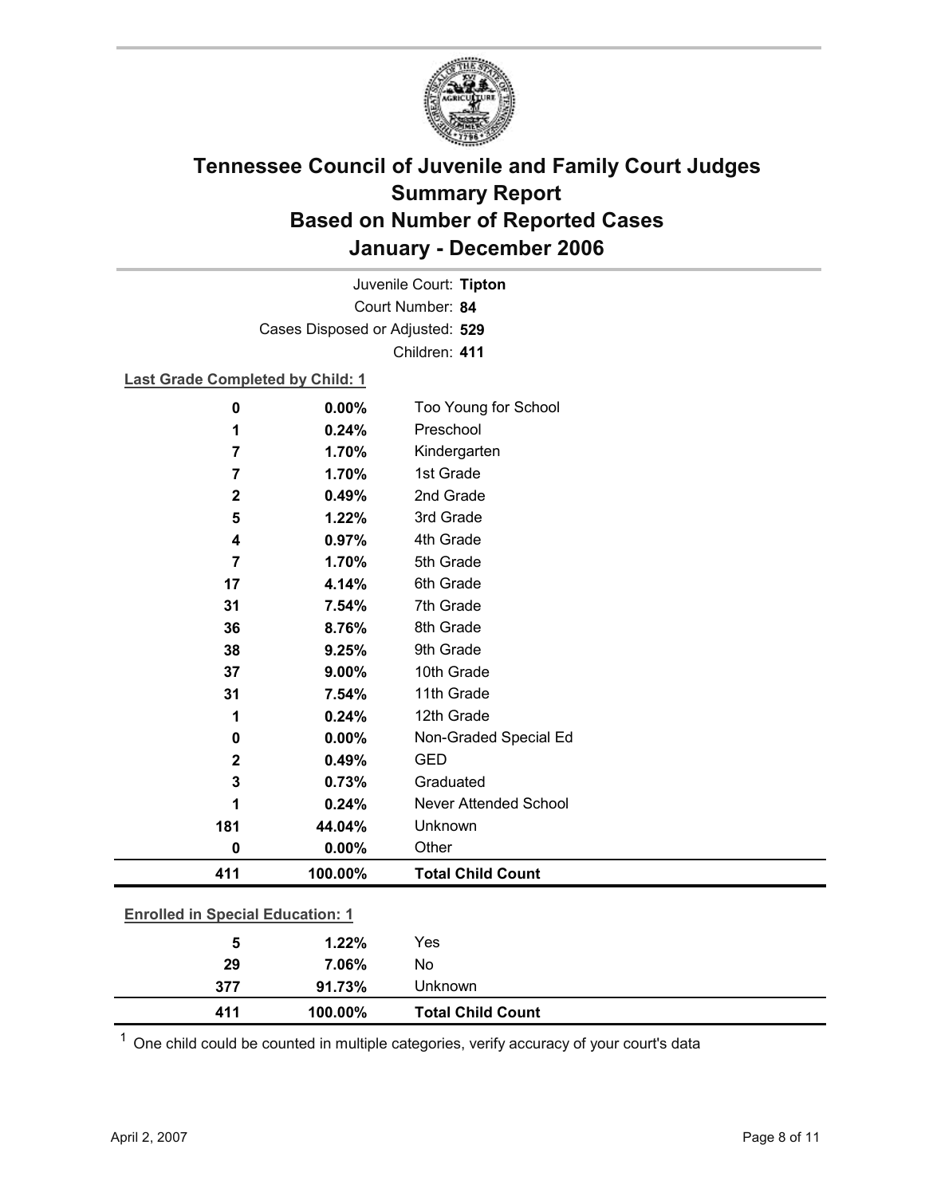# Tennessee Council of Juvenile and Family Court Judges
## Summary Report
## Based on Number of Reported Cases
## January - December 2006

Juvenile Court: **Tipton**
Court Number: **84**
Cases Disposed or Adjusted: **529**
Children: **411**

**Last Grade Completed by Child: 1**

| Count | Percent | Category |
|---|---|---|
| 0 | 0.00% | Too Young for School |
| 1 | 0.24% | Preschool |
| 7 | 1.70% | Kindergarten |
| 7 | 1.70% | 1st Grade |
| 2 | 0.49% | 2nd Grade |
| 5 | 1.22% | 3rd Grade |
| 4 | 0.97% | 4th Grade |
| 7 | 1.70% | 5th Grade |
| 17 | 4.14% | 6th Grade |
| 31 | 7.54% | 7th Grade |
| 36 | 8.76% | 8th Grade |
| 38 | 9.25% | 9th Grade |
| 37 | 9.00% | 10th Grade |
| 31 | 7.54% | 11th Grade |
| 1 | 0.24% | 12th Grade |
| 0 | 0.00% | Non-Graded Special Ed |
| 2 | 0.49% | GED |
| 3 | 0.73% | Graduated |
| 1 | 0.24% | Never Attended School |
| 181 | 44.04% | Unknown |
| 0 | 0.00% | Other |
| **411** | **100.00%** | **Total Child Count** |

**Enrolled in Special Education: 1**

| Count | Percent | Category |
|---|---|---|
| 5 | 1.22% | Yes |
| 29 | 7.06% | No |
| 377 | 91.73% | Unknown |
| **411** | **100.00%** | **Total Child Count** |

[1] One child could be counted in multiple categories, verify accuracy of your court's data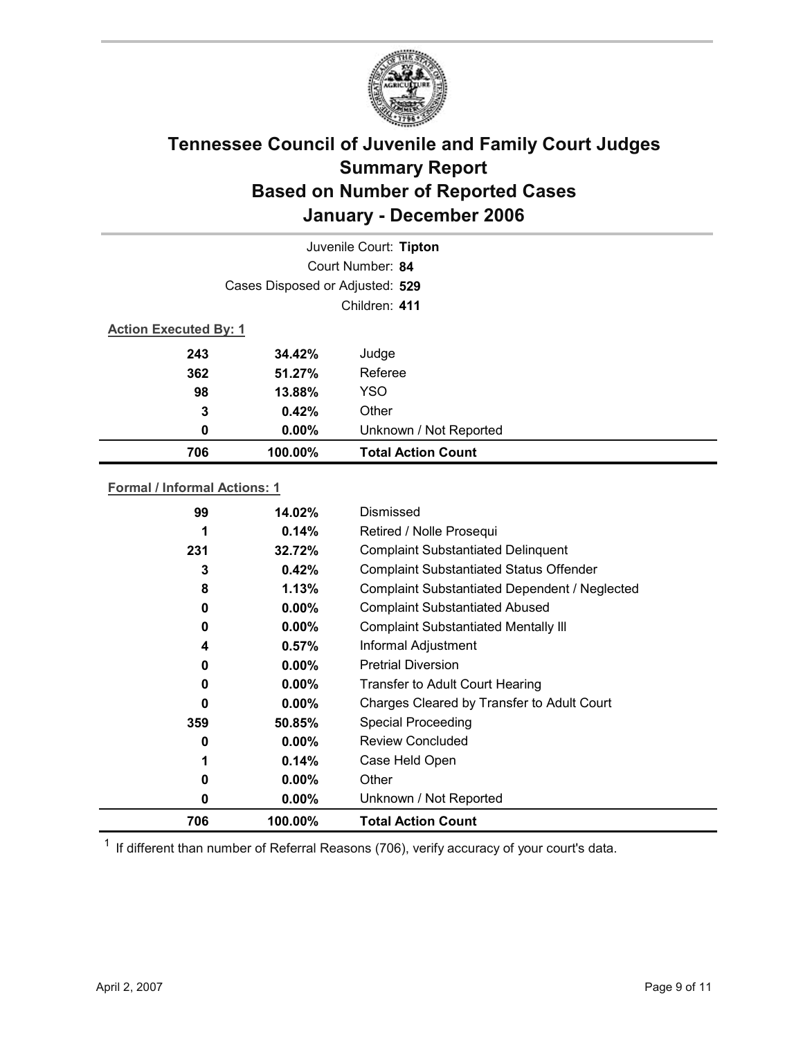# Tennessee Council of Juvenile and Family Court Judges Summary Report Based on Number of Reported Cases January - December 2006

Juvenile Court: **Tipton**

Court Number: **84**

Cases Disposed or Adjusted: **529**

Children: **411**

**Action Executed By: 1**

| | | |
|---|---|---|
| 243 | 34.42% | Judge |
| 362 | 51.27% | Referee |
| 98 | 13.88% | YSO |
| 3 | 0.42% | Other |
| 0 | 0.00% | Unknown / Not Reported |
| **706** | **100.00%** | **Total Action Count** |

**Formal / Informal Actions: 1**

| | | |
|---|---|---|
| 99 | 14.02% | Dismissed |
| 1 | 0.14% | Retired / Nolle Prosequi |
| 231 | 32.72% | Complaint Substantiated Delinquent |
| 3 | 0.42% | Complaint Substantiated Status Offender |
| 8 | 1.13% | Complaint Substantiated Dependent / Neglected |
| 0 | 0.00% | Complaint Substantiated Abused |
| 0 | 0.00% | Complaint Substantiated Mentally Ill |
| 4 | 0.57% | Informal Adjustment |
| 0 | 0.00% | Pretrial Diversion |
| 0 | 0.00% | Transfer to Adult Court Hearing |
| 0 | 0.00% | Charges Cleared by Transfer to Adult Court |
| 359 | 50.85% | Special Proceeding |
| 0 | 0.00% | Review Concluded |
| 1 | 0.14% | Case Held Open |
| 0 | 0.00% | Other |
| 0 | 0.00% | Unknown / Not Reported |
| **706** | **100.00%** | **Total Action Count** |

[1] If different than number of Referral Reasons (706), verify accuracy of your court's data.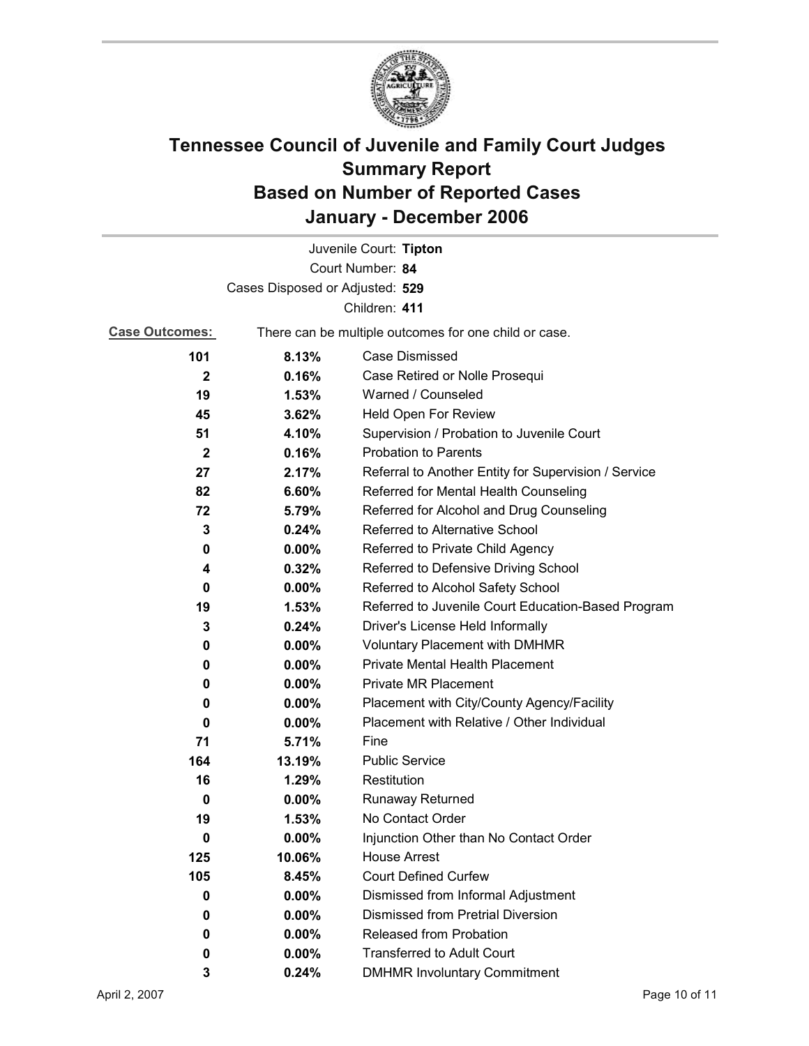# Tennessee Council of Juvenile and Family Court Judges
## Summary Report
## Based on Number of Reported Cases
## January - December 2006

Juvenile Court: **Tipton**

Court Number: **84**

Cases Disposed or Adjusted: **529**

Children: **411**

**Case Outcomes:** There can be multiple outcomes for one child or case.

| Count | Percent | Outcome |
|---|---|---|
| 101 | 8.13% | Case Dismissed |
| 2 | 0.16% | Case Retired or Nolle Prosequi |
| 19 | 1.53% | Warned / Counseled |
| 45 | 3.62% | Held Open For Review |
| 51 | 4.10% | Supervision / Probation to Juvenile Court |
| 2 | 0.16% | Probation to Parents |
| 27 | 2.17% | Referral to Another Entity for Supervision / Service |
| 82 | 6.60% | Referred for Mental Health Counseling |
| 72 | 5.79% | Referred for Alcohol and Drug Counseling |
| 3 | 0.24% | Referred to Alternative School |
| 0 | 0.00% | Referred to Private Child Agency |
| 4 | 0.32% | Referred to Defensive Driving School |
| 0 | 0.00% | Referred to Alcohol Safety School |
| 19 | 1.53% | Referred to Juvenile Court Education-Based Program |
| 3 | 0.24% | Driver's License Held Informally |
| 0 | 0.00% | Voluntary Placement with DMHMR |
| 0 | 0.00% | Private Mental Health Placement |
| 0 | 0.00% | Private MR Placement |
| 0 | 0.00% | Placement with City/County Agency/Facility |
| 0 | 0.00% | Placement with Relative / Other Individual |
| 71 | 5.71% | Fine |
| 164 | 13.19% | Public Service |
| 16 | 1.29% | Restitution |
| 0 | 0.00% | Runaway Returned |
| 19 | 1.53% | No Contact Order |
| 0 | 0.00% | Injunction Other than No Contact Order |
| 125 | 10.06% | House Arrest |
| 105 | 8.45% | Court Defined Curfew |
| 0 | 0.00% | Dismissed from Informal Adjustment |
| 0 | 0.00% | Dismissed from Pretrial Diversion |
| 0 | 0.00% | Released from Probation |
| 0 | 0.00% | Transferred to Adult Court |
| 3 | 0.24% | DMHMR Involuntary Commitment |

April 2, 2007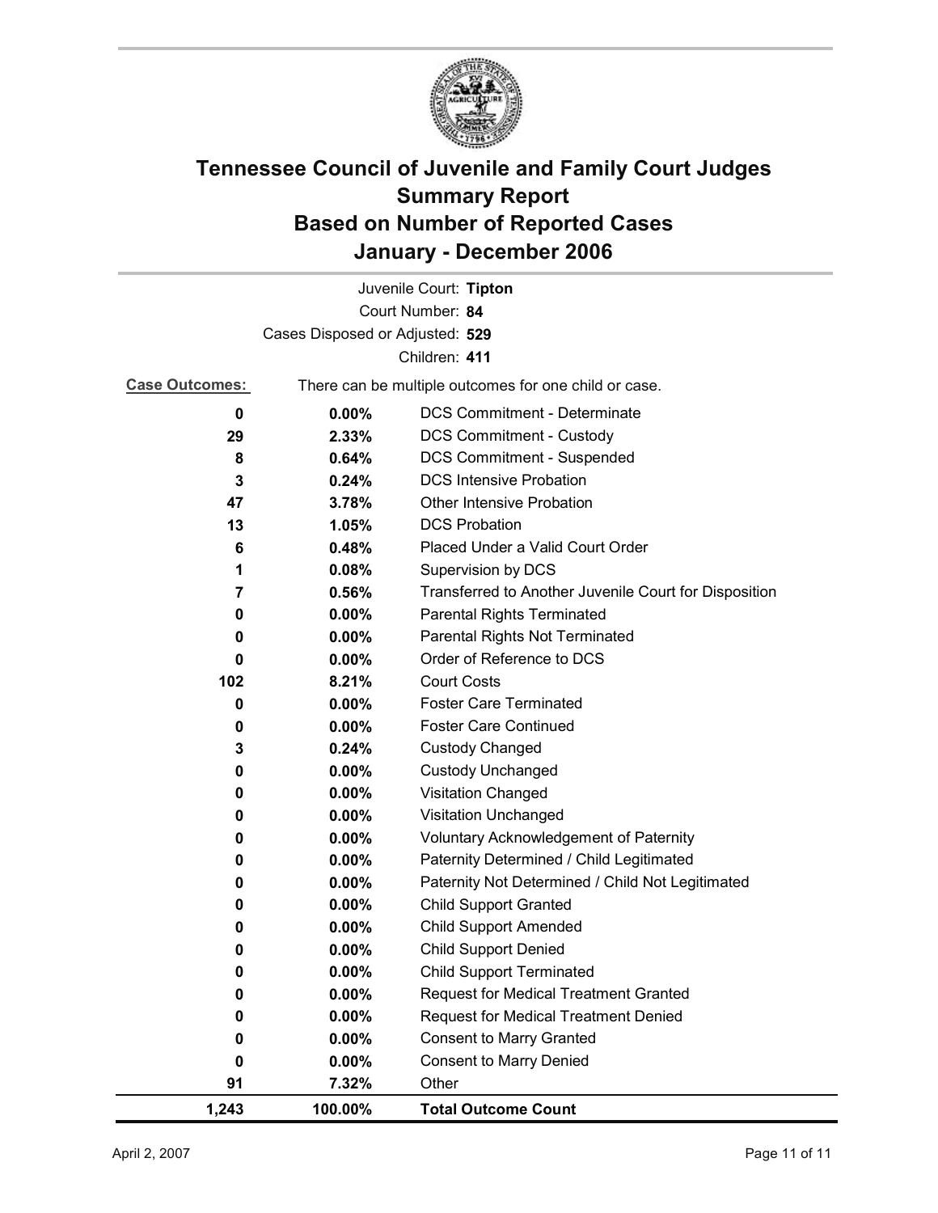# Tennessee Council of Juvenile and Family Court Judges
# Summary Report
# Based on Number of Reported Cases
# January - December 2006

Juvenile Court: **Tipton**

Court Number: **84**

Cases Disposed or Adjusted: **529**

Children: **411**

**Case Outcomes:** There can be multiple outcomes for one child or case.

| | | |
|---|---|---|
| **0** | **0.00%** | DCS Commitment - Determinate |
| **29** | **2.33%** | DCS Commitment - Custody |
| **8** | **0.64%** | DCS Commitment - Suspended |
| **3** | **0.24%** | DCS Intensive Probation |
| **47** | **3.78%** | Other Intensive Probation |
| **13** | **1.05%** | DCS Probation |
| **6** | **0.48%** | Placed Under a Valid Court Order |
| **1** | **0.08%** | Supervision by DCS |
| **7** | **0.56%** | Transferred to Another Juvenile Court for Disposition |
| **0** | **0.00%** | Parental Rights Terminated |
| **0** | **0.00%** | Parental Rights Not Terminated |
| **0** | **0.00%** | Order of Reference to DCS |
| **102** | **8.21%** | Court Costs |
| **0** | **0.00%** | Foster Care Terminated |
| **0** | **0.00%** | Foster Care Continued |
| **3** | **0.24%** | Custody Changed |
| **0** | **0.00%** | Custody Unchanged |
| **0** | **0.00%** | Visitation Changed |
| **0** | **0.00%** | Visitation Unchanged |
| **0** | **0.00%** | Voluntary Acknowledgement of Paternity |
| **0** | **0.00%** | Paternity Determined / Child Legitimated |
| **0** | **0.00%** | Paternity Not Determined / Child Not Legitimated |
| **0** | **0.00%** | Child Support Granted |
| **0** | **0.00%** | Child Support Amended |
| **0** | **0.00%** | Child Support Denied |
| **0** | **0.00%** | Child Support Terminated |
| **0** | **0.00%** | Request for Medical Treatment Granted |
| **0** | **0.00%** | Request for Medical Treatment Denied |
| **0** | **0.00%** | Consent to Marry Granted |
| **0** | **0.00%** | Consent to Marry Denied |
| **91** | **7.32%** | Other |
| **1,243** | **100.00%** | **Total Outcome Count** |

April 2, 2007